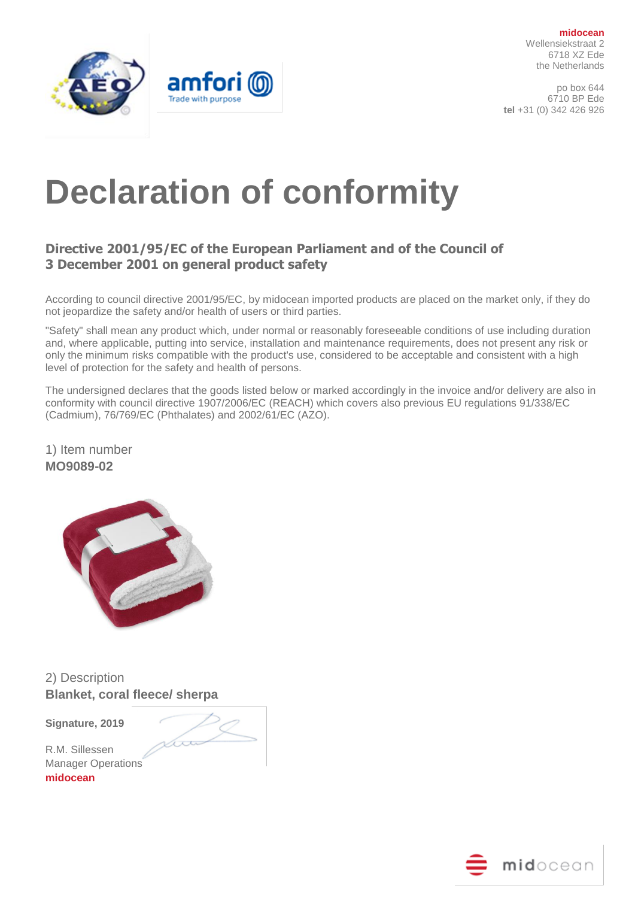**midocean**
Wellensiekstraat 2
6718 XZ Ede
the Netherlands

po box 644
6710 BP Ede
**tel** +31 (0) 342 426 926

# Declaration of conformity

## Directive 2001/95/EC of the European Parliament and of the Council of 3 December 2001 on general product safety

According to council directive 2001/95/EC, by midocean imported products are placed on the market only, if they do not jeopardize the safety and/or health of users or third parties.

"Safety" shall mean any product which, under normal or reasonably foreseeable conditions of use including duration and, where applicable, putting into service, installation and maintenance requirements, does not present any risk or only the minimum risks compatible with the product's use, considered to be acceptable and consistent with a high level of protection for the safety and health of persons.

The undersigned declares that the goods listed below or marked accordingly in the invoice and/or delivery are also in conformity with council directive 1907/2006/EC (REACH) which covers also previous EU regulations 91/338/EC (Cadmium), 76/769/EC (Phthalates) and 2002/61/EC (AZO).

1) Item number
**MO9089-02**

2) Description
**Blanket, coral fleece/ sherpa**

**Signature, 2019**

R.M. Sillessen
Manager Operations
**midocean**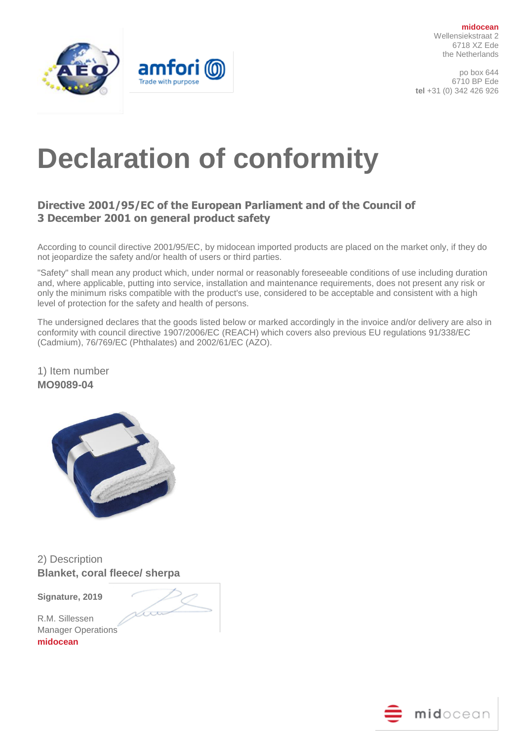**midocean**
Wellensiekstraat 2
6718 XZ Ede
the Netherlands

po box 644
6710 BP Ede
**tel** +31 (0) 342 426 926

# Declaration of conformity

## Directive 2001/95/EC of the European Parliament and of the Council of 3 December 2001 on general product safety

According to council directive 2001/95/EC, by midocean imported products are placed on the market only, if they do not jeopardize the safety and/or health of users or third parties.

"Safety" shall mean any product which, under normal or reasonably foreseeable conditions of use including duration and, where applicable, putting into service, installation and maintenance requirements, does not present any risk or only the minimum risks compatible with the product's use, considered to be acceptable and consistent with a high level of protection for the safety and health of persons.

The undersigned declares that the goods listed below or marked accordingly in the invoice and/or delivery are also in conformity with council directive 1907/2006/EC (REACH) which covers also previous EU regulations 91/338/EC (Cadmium), 76/769/EC (Phthalates) and 2002/61/EC (AZO).

1) Item number
**MO9089-04**

2) Description
**Blanket, coral fleece/ sherpa**

**Signature, 2019**

R.M. Sillessen
Manager Operations
**midocean**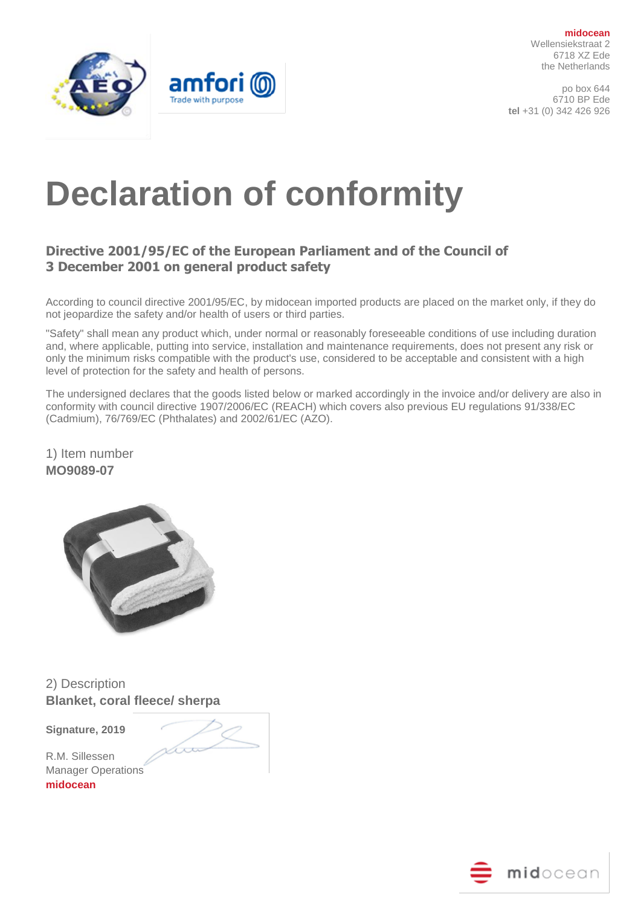**midocean**
Wellensiekstraat 2
6718 XZ Ede
the Netherlands

po box 644
6710 BP Ede
**tel** +31 (0) 342 426 926

# Declaration of conformity

## Directive 2001/95/EC of the European Parliament and of the Council of 3 December 2001 on general product safety

According to council directive 2001/95/EC, by midocean imported products are placed on the market only, if they do not jeopardize the safety and/or health of users or third parties.

"Safety" shall mean any product which, under normal or reasonably foreseeable conditions of use including duration and, where applicable, putting into service, installation and maintenance requirements, does not present any risk or only the minimum risks compatible with the product's use, considered to be acceptable and consistent with a high level of protection for the safety and health of persons.

The undersigned declares that the goods listed below or marked accordingly in the invoice and/or delivery are also in conformity with council directive 1907/2006/EC (REACH) which covers also previous EU regulations 91/338/EC (Cadmium), 76/769/EC (Phthalates) and 2002/61/EC (AZO).

1) Item number
**MO9089-07**

2) Description
**Blanket, coral fleece/ sherpa**

**Signature, 2019**

R.M. Sillessen
Manager Operations
**midocean**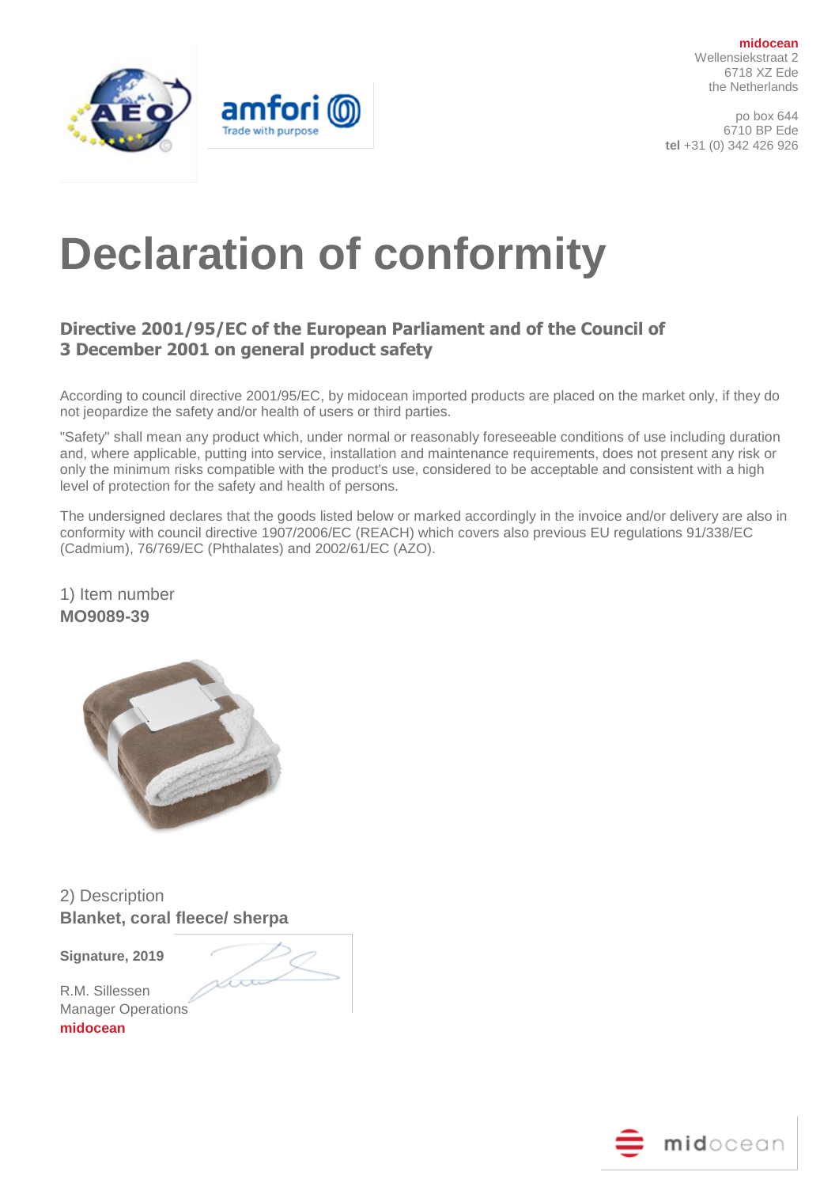midocean
Wellensiekstraat 2
6718 XZ Ede
the Netherlands

po box 644
6710 BP Ede
**tel** +31 (0) 342 426 926

# Declaration of conformity

## Directive 2001/95/EC of the European Parliament and of the Council of 3 December 2001 on general product safety

According to council directive 2001/95/EC, by midocean imported products are placed on the market only, if they do not jeopardize the safety and/or health of users or third parties.

"Safety" shall mean any product which, under normal or reasonably foreseeable conditions of use including duration and, where applicable, putting into service, installation and maintenance requirements, does not present any risk or only the minimum risks compatible with the product's use, considered to be acceptable and consistent with a high level of protection for the safety and health of persons.

The undersigned declares that the goods listed below or marked accordingly in the invoice and/or delivery are also in conformity with council directive 1907/2006/EC (REACH) which covers also previous EU regulations 91/338/EC (Cadmium), 76/769/EC (Phthalates) and 2002/61/EC (AZO).

1) Item number
**MO9089-39**

2) Description
**Blanket, coral fleece/ sherpa**

**Signature, 2019**

R.M. Sillessen
Manager Operations
**midocean**